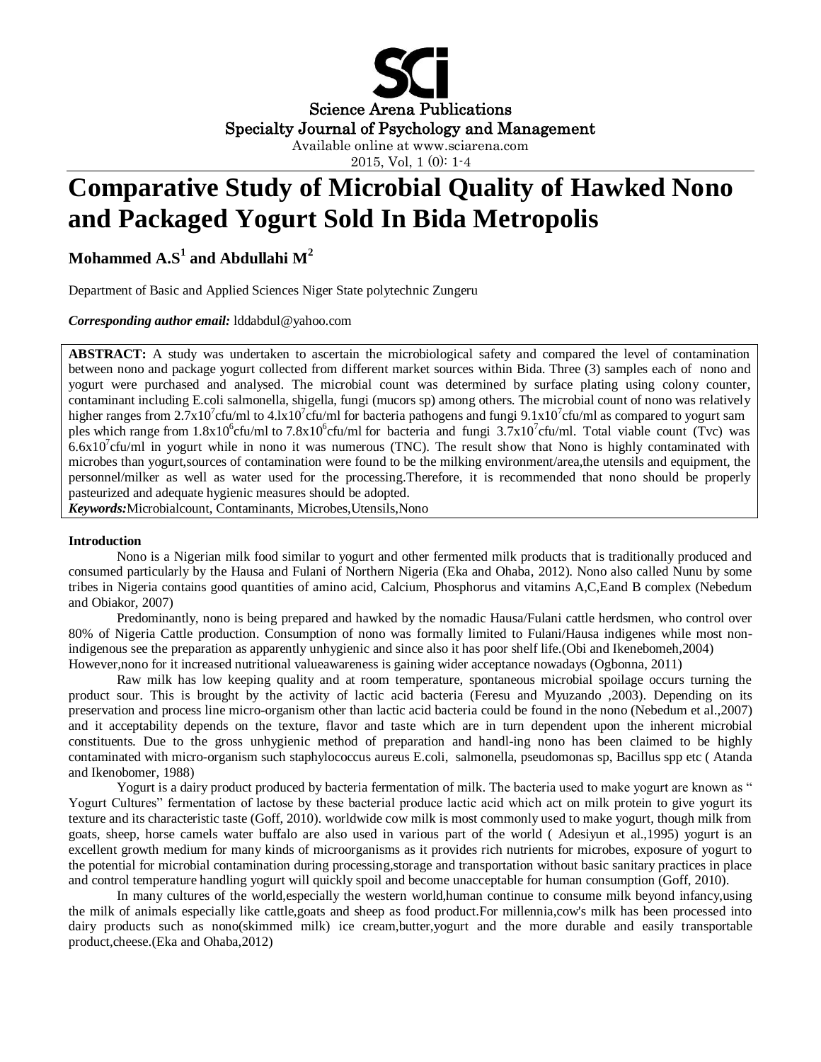# Comparative Study of Microbial Quality of Hawked Nono and Packaged Yogurt Sold In Bida Metropolis

**Mohammed A.S[1] and Abdullahi M[2]**

Department of Basic and Applied Sciences Niger State polytechnic Zungeru

***Corresponding author email:*** lddabdul@yahoo.com

**ABSTRACT:** A study was undertaken to ascertain the microbiological safety and compared the level of contamination between nono and package yogurt collected from different market sources within Bida. Three (3) samples each of nono and yogurt were purchased and analysed. The microbial count was determined by surface plating using colony counter, contaminant including E.coli salmonella, shigella, fungi (mucors sp) among others. The microbial count of nono was relatively higher ranges from $2.7x10^7$cfu/ml to $4.1x10^7$cfu/ml for bacteria pathogens and fungi $9.1x10^7$cfu/ml as compared to yogurt samples which range from $1.8x10^6$cfu/ml to $7.8x10^6$cfu/ml for bacteria and fungi $3.7x10^7$cfu/ml. Total viable count (Tvc) was $6.6x10^7$cfu/ml in yogurt while in nono it was numerous (TNC). The result show that Nono is highly contaminated with microbes than yogurt,sources of contamination were found to be the milking environment/area,the utensils and equipment, the personnel/milker as well as water used for the processing.Therefore, it is recommended that nono should be properly pasteurized and adequate hygienic measures should be adopted.

***Keywords:***Microbialcount, Contaminants, Microbes,Utensils,Nono

## Introduction

Nono is a Nigerian milk food similar to yogurt and other fermented milk products that is traditionally produced and consumed particularly by the Hausa and Fulani of Northern Nigeria (Eka and Ohaba, 2012). Nono also called Nunu by some tribes in Nigeria contains good quantities of amino acid, Calcium, Phosphorus and vitamins A,C,Eand B complex (Nebedum and Obiakor, 2007)

Predominantly, nono is being prepared and hawked by the nomadic Hausa/Fulani cattle herdsmen, who control over 80% of Nigeria Cattle production. Consumption of nono was formally limited to Fulani/Hausa indigenes while most non-indigenous see the preparation as apparently unhygienic and since also it has poor shelf life.(Obi and Ikenebomeh,2004) However,nono for it increased nutritional valueawareness is gaining wider acceptance nowadays (Ogbonna, 2011)

Raw milk has low keeping quality and at room temperature, spontaneous microbial spoilage occurs turning the product sour. This is brought by the activity of lactic acid bacteria (Feresu and Myuzando ,2003). Depending on its preservation and process line micro-organism other than lactic acid bacteria could be found in the nono (Nebedum et al.,2007) and it acceptability depends on the texture, flavor and taste which are in turn dependent upon the inherent microbial constituents. Due to the gross unhygienic method of preparation and handl-ing nono has been claimed to be highly contaminated with micro-organism such staphylococcus aureus E.coli, salmonella, pseudomonas sp, Bacillus spp etc ( Atanda and Ikenobomer, 1988)

Yogurt is a dairy product produced by bacteria fermentation of milk. The bacteria used to make yogurt are known as " Yogurt Cultures" fermentation of lactose by these bacterial produce lactic acid which act on milk protein to give yogurt its texture and its characteristic taste (Goff, 2010). worldwide cow milk is most commonly used to make yogurt, though milk from goats, sheep, horse camels water buffalo are also used in various part of the world ( Adesiyun et al.,1995) yogurt is an excellent growth medium for many kinds of microorganisms as it provides rich nutrients for microbes, exposure of yogurt to the potential for microbial contamination during processing,storage and transportation without basic sanitary practices in place and control temperature handling yogurt will quickly spoil and become unacceptable for human consumption (Goff, 2010).

In many cultures of the world,especially the western world,human continue to consume milk beyond infancy,using the milk of animals especially like cattle,goats and sheep as food product.For millennia,cow's milk has been processed into dairy products such as nono(skimmed milk) ice cream,butter,yogurt and the more durable and easily transportable product,cheese.(Eka and Ohaba,2012)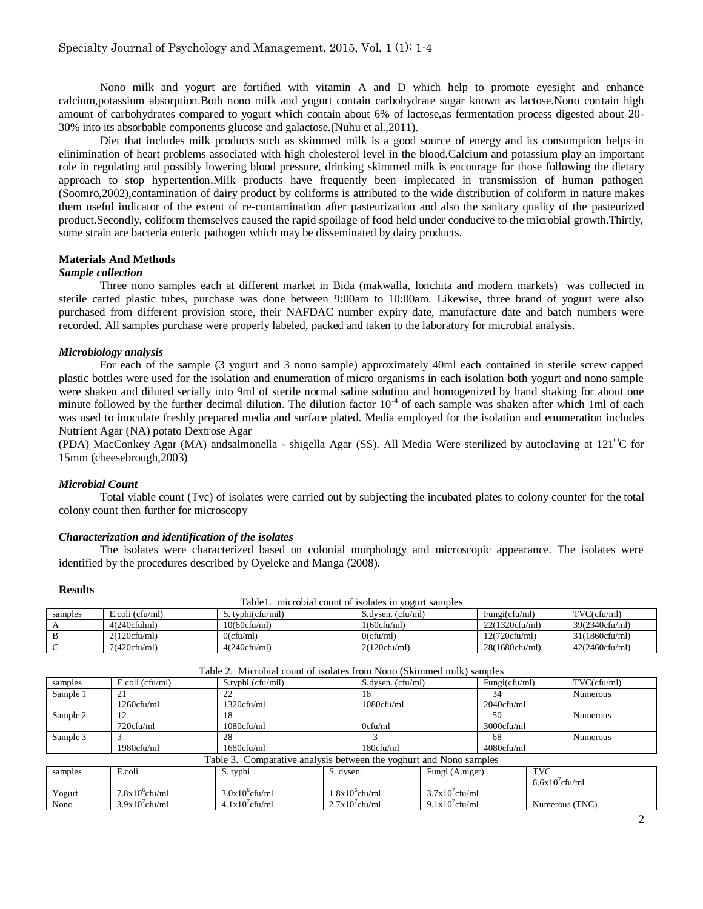Nono milk and yogurt are fortified with vitamin A and D which help to promote eyesight and enhance calcium,potassium absorption.Both nono milk and yogurt contain carbohydrate sugar known as lactose.Nono contain high amount of carbohydrates compared to yogurt which contain about 6% of lactose,as fermentation process digested about 20-30% into its absorbable components glucose and galactose.(Nuhu et al.,2011).

Diet that includes milk products such as skimmed milk is a good source of energy and its consumption helps in elinimination of heart problems associated with high cholesterol level in the blood.Calcium and potassium play an important role in regulating and possibly lowering blood pressure, drinking skimmed milk is encourage for those following the dietary approach to stop hypertention.Milk products have frequently been implecated in transmission of human pathogen (Soomro,2002),contamination of dairy product by coliforms is attributed to the wide distribution of coliform in nature makes them useful indicator of the extent of re-contamination after pasteurization and also the sanitary quality of the pasteurized product.Secondly, coliform themselves caused the rapid spoilage of food held under conducive to the microbial growth.Thirtly, some strain are bacteria enteric pathogen which may be disseminated by dairy products.

## Materials And Methods

### *Sample collection*

Three nono samples each at different market in Bida (makwalla, lonchita and modern markets) was collected in sterile carted plastic tubes, purchase was done between 9:00am to 10:00am. Likewise, three brand of yogurt were also purchased from different provision store, their NAFDAC number expiry date, manufacture date and batch numbers were recorded. All samples purchase were properly labeled, packed and taken to the laboratory for microbial analysis.

### *Microbiology analysis*

For each of the sample (3 yogurt and 3 nono sample) approximately 40ml each contained in sterile screw capped plastic bottles were used for the isolation and enumeration of micro organisms in each isolation both yogurt and nono sample were shaken and diluted serially into 9ml of sterile normal saline solution and homogenized by hand shaking for about one minute followed by the further decimal dilution. The dilution factor $10^{-4}$ of each sample was shaken after which 1ml of each was used to inoculate freshly prepared media and surface plated. Media employed for the isolation and enumeration includes Nutrient Agar (NA) potato Dextrose Agar
(PDA) MacConkey Agar (MA) andsalmonella - shigella Agar (SS). All Media Were sterilized by autoclaving at $121^{O}$C for 15mm (cheesebrough,2003)

### *Microbial Count*

Total viable count (Tvc) of isolates were carried out by subjecting the incubated plates to colony counter for the total colony count then further for microscopy

### *Characterization and identification of the isolates*

The isolates were characterized based on colonial morphology and microscopic appearance. The isolates were identified by the procedures described by Oyeleke and Manga (2008).

## Results

Table1. microbial count of isolates in yogurt samples

| samples | E.coli (cfu/ml) | S. typhi(cfu/mil) | S.dysen. (cfu/ml) | Fungi(cfu/ml) | TVC(cfu/ml) |
|---|---|---|---|---|---|
| A | 4(240cfulml) | 10(60cfu/ml) | 1(60cfu/ml) | 22(1320cfu/ml) | 39(2340cfu/ml) |
| B | 2(120cfu/ml) | 0(cfu/ml) | 0(cfu/ml) | 12(720cfu/ml) | 31(1860cfu/ml) |
| C | 7(420cfu/ml) | 4(240cfu/ml) | 2(120cfu/ml) | 28(1680cfu/ml) | 42(2460cfu/ml) |

Table 2. Microbial count of isolates from Nono (Skimmed milk) samples

| samples | E.coli (cfu/ml) | S.typhi (cfu/mil) | S.dysen. (cfu/ml) | Fungi(cfu/ml) | TVC(cfu/ml) |
|---|---|---|---|---|---|
| Sample 1 | 21 1260cfu/ml | 22 1320cfu/ml | 18 1080cfu/ml | 34 2040cfu/ml | Numerous |
| Sample 2 | 12 720cfu/ml | 18 1080cfu/ml | 0cfu/ml | 50 3000cfu/ml | Numerous |
| Sample 3 | 3 1980cfu/ml | 28 1680cfu/ml | 3 180cfu/ml | 68 4080cfu/ml | Numerous |

Table 3. Comparative analysis between the yoghurt and Nono samples

| samples | E.coli | S. typhi | S. dysen. | Fungi (A.niger) | TVC |
|---|---|---|---|---|---|
| Yogurt | $7.8x10^{6}$cfu/ml | $3.0x10^{6}$cfu/ml | $1.8x10^{6}$cfu/ml | $3.7x10^{7}$cfu/ml | $6.6x10^{7}$cfu/ml |
| Nono | $3.9x10^{7}$cfu/ml | $4.1x10^{7}$cfu/ml | $2.7x10^{7}$cfu/ml | $9.1x10^{7}$cfu/ml | Numerous (TNC) |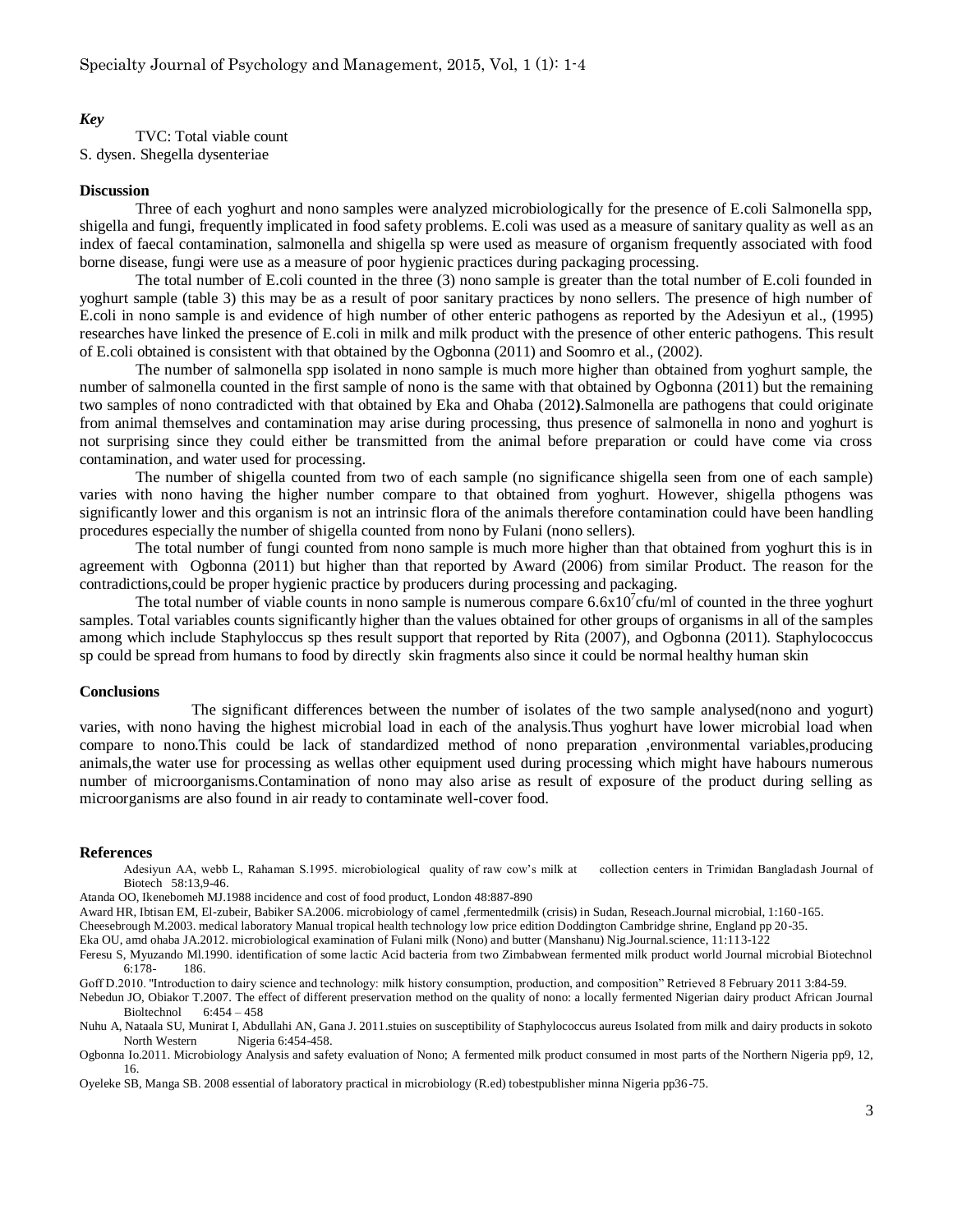*Key*

TVC: Total viable count
S. dysen. Shegella dysenteriae

**Discussion**

Three of each yoghurt and nono samples were analyzed microbiologically for the presence of E.coli Salmonella spp, shigella and fungi, frequently implicated in food safety problems. E.coli was used as a measure of sanitary quality as well as an index of faecal contamination, salmonella and shigella sp were used as measure of organism frequently associated with food borne disease, fungi were use as a measure of poor hygienic practices during packaging processing.

The total number of E.coli counted in the three (3) nono sample is greater than the total number of E.coli founded in yoghurt sample (table 3) this may be as a result of poor sanitary practices by nono sellers. The presence of high number of E.coli in nono sample is and evidence of high number of other enteric pathogens as reported by the Adesiyun et al., (1995) researches have linked the presence of E.coli in milk and milk product with the presence of other enteric pathogens. This result of E.coli obtained is consistent with that obtained by the Ogbonna (2011) and Soomro et al., (2002).

The number of salmonella spp isolated in nono sample is much more higher than obtained from yoghurt sample, the number of salmonella counted in the first sample of nono is the same with that obtained by Ogbonna (2011) but the remaining two samples of nono contradicted with that obtained by Eka and Ohaba (2012**)**.Salmonella are pathogens that could originate from animal themselves and contamination may arise during processing, thus presence of salmonella in nono and yoghurt is not surprising since they could either be transmitted from the animal before preparation or could have come via cross contamination, and water used for processing.

The number of shigella counted from two of each sample (no significance shigella seen from one of each sample) varies with nono having the higher number compare to that obtained from yoghurt. However, shigella pthogens was significantly lower and this organism is not an intrinsic flora of the animals therefore contamination could have been handling procedures especially the number of shigella counted from nono by Fulani (nono sellers).

The total number of fungi counted from nono sample is much more higher than that obtained from yoghurt this is in agreement with Ogbonna (2011) but higher than that reported by Award (2006) from similar Product. The reason for the contradictions,could be proper hygienic practice by producers during processing and packaging.

The total number of viable counts in nono sample is numerous compare $6.6x10^7$cfu/ml of counted in the three yoghurt samples. Total variables counts significantly higher than the values obtained for other groups of organisms in all of the samples among which include Staphyloccus sp thes result support that reported by Rita (2007), and Ogbonna (2011). Staphylococcus sp could be spread from humans to food by directly skin fragments also since it could be normal healthy human skin

**Conclusions**

The significant differences between the number of isolates of the two sample analysed(nono and yogurt) varies, with nono having the highest microbial load in each of the analysis.Thus yoghurt have lower microbial load when compare to nono.This could be lack of standardized method of nono preparation ,environmental variables,producing animals,the water use for processing as wellas other equipment used during processing which might have habours numerous number of microorganisms.Contamination of nono may also arise as result of exposure of the product during selling as microorganisms are also found in air ready to contaminate well-cover food.

**References**

Adesiyun AA, webb L, Rahaman S.1995. microbiological quality of raw cow's milk at collection centers in Trimidan Bangladash Journal of Biotech 58:13,9-46.

Atanda OO, Ikenebomeh MJ.1988 incidence and cost of food product, London 48:887-890

Award HR, Ibtisan EM, El-zubeir, Babiker SA.2006. microbiology of camel ,fermentedmilk (crisis) in Sudan, Reseach.Journal microbial, 1:160-165.

Cheesebrough M.2003. medical laboratory Manual tropical health technology low price edition Doddington Cambridge shrine, England pp 20-35.

Eka OU, amd ohaba JA.2012. microbiological examination of Fulani milk (Nono) and butter (Manshanu) Nig.Journal.science, 11:113-122

Feresu S, Myuzando Ml.1990. identification of some lactic Acid bacteria from two Zimbabwean fermented milk product world Journal microbial Biotechnol 6:178- 186.

Goff D.2010. "Introduction to dairy science and technology: milk history consumption, production, and composition" Retrieved 8 February 2011 3:84-59.

Nebedun JO, Obiakor T.2007. The effect of different preservation method on the quality of nono: a locally fermented Nigerian dairy product African Journal Bioltechnol 6:454 – 458

Nuhu A, Nataala SU, Munirat I, Abdullahi AN, Gana J. 2011.stuies on susceptibility of Staphylococcus aureus Isolated from milk and dairy products in sokoto North Western Nigeria 6:454-458.

Ogbonna Io.2011. Microbiology Analysis and safety evaluation of Nono; A fermented milk product consumed in most parts of the Northern Nigeria pp9, 12, 16.

Oyeleke SB, Manga SB. 2008 essential of laboratory practical in microbiology (R.ed) tobestpublisher minna Nigeria pp36-75.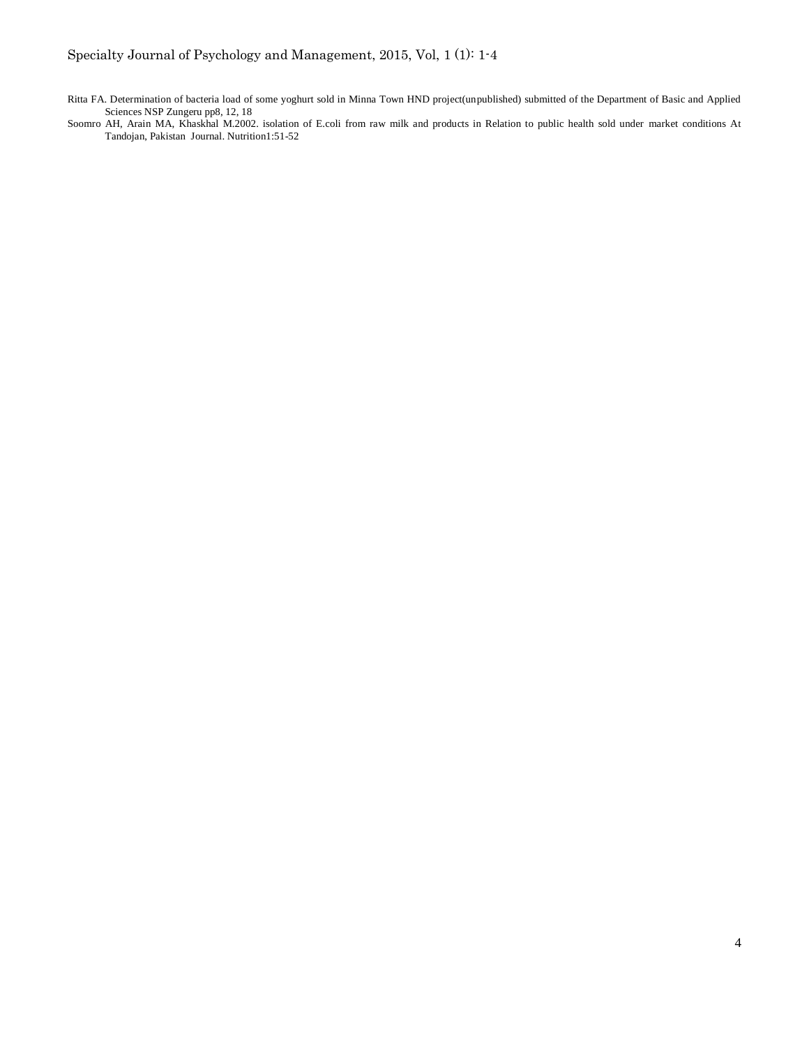Ritta FA. Determination of bacteria load of some yoghurt sold in Minna Town HND project(unpublished) submitted of the Department of Basic and Applied Sciences NSP Zungeru pp8, 12, 18

Soomro AH, Arain MA, Khaskhal M.2002. isolation of E.coli from raw milk and products in Relation to public health sold under market conditions At Tandojan, Pakistan Journal. Nutrition1:51-52